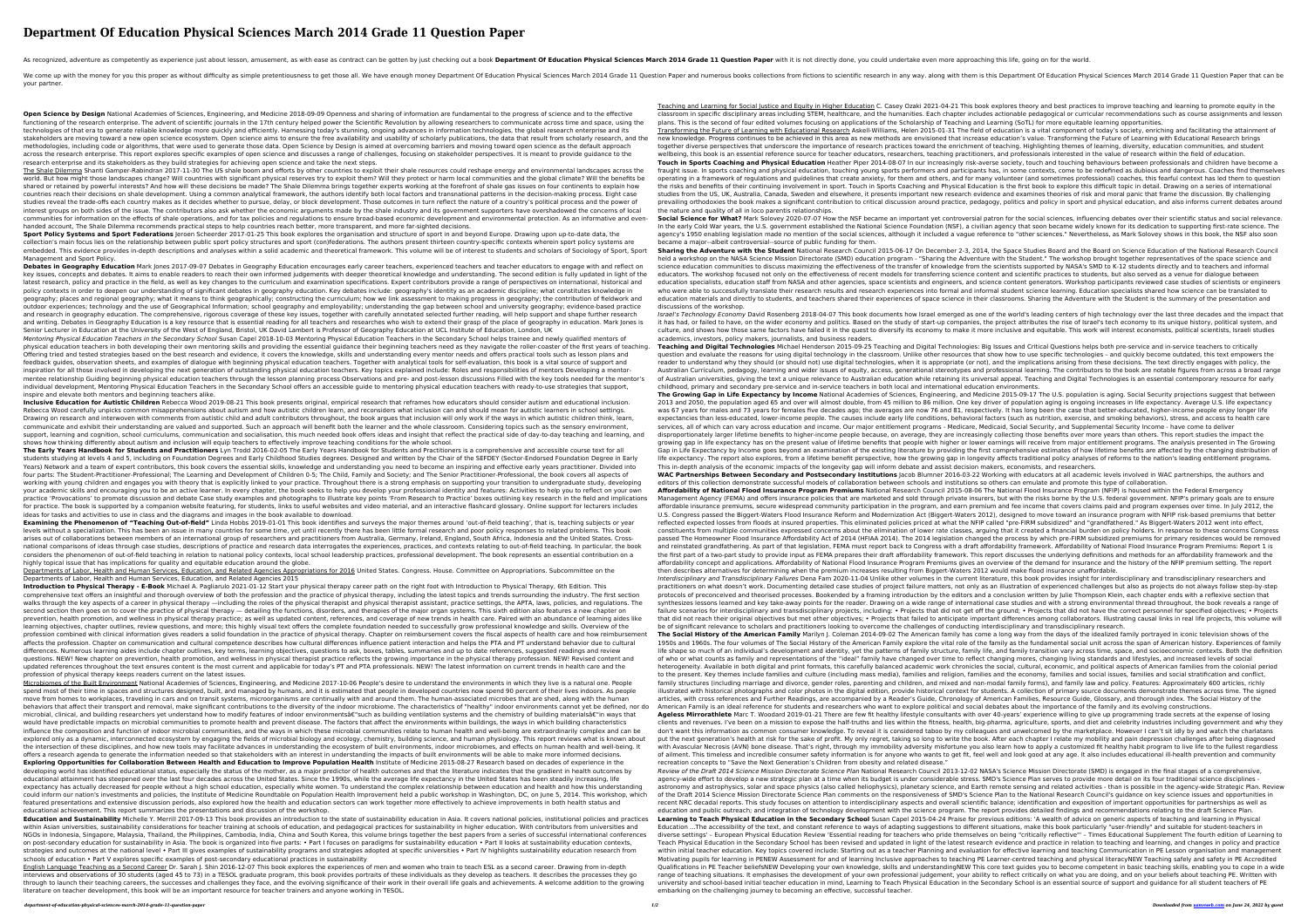# Department Of Education Physical Sciences March 2014 Grade 11 Question Paper

As recognized, adventure as competently as experience just about lesson, amusement, as with ease as contract can be gotten by just checking out a book **Department Of Education Physical Sciences March 2014 Grade 11 Question Paper** with it is not directly done, you could undertake even more approaching this life, going on for the world.

We come up with the money for you this proper as without difficulty as simple pretentiousness to get those all. We have enough money Department Of Education Physical Sciences March 2014 Grade 11 Question Paper and numerous books collections from fictions to scientific research in any way. along with them is this Department Of Education Physical Sciences March 2014 Grade 11 Question Paper that can be your partner.

**Open Science by Design** National Academies of Sciences, Engineering, and Medicine 2018-09-09 Openness and sharing of information are fundamental to the progress of science and to the effective functioning of the research enterprise. The advent of scientific journals in the 17th century helped power the Scientific Revolution by allowing researchers to communicate across time and space, using the technologies of that era to generate reliable knowledge more quickly and efficiently. Harnessing today's stunning, ongoing advances in information technologies, the global research enterprise and its stakeholders are moving toward a new open science ecosystem. Open science aims to ensure the free availability and usability of scholarly publications, the data that result from scholarly research, and the methodologies, including code or algorithms, that were used to generate those data. Open Science by Design is aimed at overcoming barriers and moving toward open science as the default approach across the research enterprise. This report explores specific examples of open science and discusses a range of challenges, focusing on stakeholder perspectives. It is meant to provide guidance to the research enterprise and its stakeholders as they build strategies for achieving open science and take the next steps.

The Shale Dilemma Shanti Gamper-Rabindran 2017-11-30 The US shale boom and efforts by other countries to exploit their shale resources could reshape energy and environmental landscapes across the world. But how might those landscapes change? Will countries with significant physical reserves try to exploit them? Will they protect or harm local communities and the global climate? Will the benefits be shared or retained by powerful interests? And how will these decisions be made? The Shale Dilemma brings together experts working at the forefront of shale gas issues on four continents to explain how countries reach their decisions on shale development. Using a common analytical framework, the authors identify both local factors and transnational patterns in the decision-making process. Eight case studies reveal the trade-offs each country makes as it decides whether to pursue, delay, or block development. Those outcomes in turn reflect the nature of a country's political process and the power of interest groups on both sides of the issue. The contributors also ask whether the economic arguments made by the shale industry and its government supporters have overshadowed the concerns of local communities for information on the effects of shale operations, and for tax policies and regulations to ensure broad-based economic development and environmental protection. As an informative and even-handed account, The Shale Dilemma recommends practical steps to help countries reach better, more transparent, and more far-sighted decisions.

**Sport Policy Systems and Sport Federations** Jeroen Scheerder 2017-01-25 This book explores the organisation and structure of sport in and beyond Europe. Drawing upon up-to-date data, the collection's main focus lies on the relationship between public sport policy structures and sport (con)federations. The authors present thirteen country-specific contexts wherein sport policy systems are embedded. This evidence provides in-depth descriptions and analyses within a solid academic and theoretical framework. This volume will be of interest to students and scholars of Sociology of Sport, Sport Management and Sport Policy.

**Debates in Geography Education** Mark Jones 2017-09-07 Debates in Geography Education encourages early career teachers, experienced teachers and teacher educators to engage with and reflect on key issues, concepts and debates. It aims to enable readers to reach their own informed judgements with deeper theoretical knowledge and understanding. The second edition is fully updated in light of the latest research, policy and practice in the field, as well as key changes to the curriculum and examination specifications. Expert contributors provide a range of perspectives on international, historical and policy contexts in order to deepen our understanding of significant debates in geography education. Key debates include: geography's identity as an academic discipline; what constitutes knowledge in geography; places and regional geography; what it means to think geographically; constructing the curriculum; how we link assessment to making progress in geography; the contribution of fieldwork and outdoor experiences; technology and the use of Geographical Information; school geography and employability; understanding the gap between school and university geography; evidence-based practice and research in geography education. The comprehensive, rigorous coverage of these key issues, together with carefully annotated selected further reading, will help support and shape further research and writing. Debates in Geography Education is a key resource that is essential reading for all teachers and researchers who wish to extend their grasp of the place of geography in education. Mark Jones is Senior Lecturer in Education at the University of the West of England, Bristol, UK David Lambert is Professor of Geography Education at UCL Institute of Education, London, UK

*Mentoring Physical Education Teachers in the Secondary School* Susan Capel 2018-10-03 Mentoring Physical Education Teachers in the Secondary School helps trainee and newly qualified mentors of physical education teachers in both developing their own mentoring skills and providing the essential guidance their beginning teachers need as they navigate the roller-coaster of the first years of teaching. Offering tried and tested strategies based on the best research and evidence, it covers the knowledge, skills and understanding every mentor needs and offers practical tools such as lesson plans and feedback guides, observation sheets, and examples of dialogue with beginning physical education teachers. Together with analytical tools for self-evaluation, this book is a vital source of support and inspiration for all those involved in developing the next generation of outstanding physical education teachers. Key topics explained include: Roles and responsibilities of mentors Developing a mentor-mentee relationship Guiding beginning physical education teachers through the lesson planning process Observations and pre- and post-lesson discussions Filled with the key tools needed for the mentor's individual development, Mentoring Physical Education Teachers in the Secondary School offers an accessible guide to mentoring physical education teachers with ready-to-use strategies that support, inspire and elevate both mentors and beginning teachers alike.

**Inclusive Education for Autistic Children** Rebecca Wood 2019-08-21 This book presents original, empirical research that reframes how educators should consider autism and educational inclusion. Rebecca Wood carefully unpicks common misapprehensions about autism and how autistic children learn, and reconsiders what inclusion can and should mean for autistic learners in school settings. Drawing on research and interwoven with comments from autistic child and adult contributors throughout, the book argues that inclusion will only work if the ways in which autistic children think, learn, communicate and exhibit their understanding are valued and supported. Such an approach will benefit both the learner and the whole classroom. Considering topics such as the sensory environment, support, learning and cognition, school curriculums, communication and socialisation, this much needed book offers ideas and insight that reflect the practical side of day-to-day teaching and learning, and shows how thinking differently about autism and inclusion will equip teachers to effectively improve teaching conditions for the whole school.

**The Early Years Handbook for Students and Practitioners** Lyn Trodd 2016-02-05 The Early Years Handbook for Students and Practitioners is a comprehensive and accessible course text for all students studying at levels 4 and 5, including on Foundation Degrees and Early Childhood Studies degrees. Designed and written by the Chair of the SEFDEY (Sector-Endorsed Foundation Degree in Early Years) Network and a team of expert contributors, this book covers the essential skills, knowledge and understanding you need to become an inspiring and effective early years practitioner. Divided into four parts: The Student-Practitioner-Professional; The Learning and Development of Children 0-5; The Child, Family and Society; and The Senior Practitioner-Professional, the book covers all aspects of working with young children and engages you with theory that is explicitly linked to your practice. Throughout there is a strong emphasis on supporting your transition to undergraduate study, developing your academic skills and encouraging you to be an active learner. In every chapter, the book seeks to help you develop your professional identity and features: Activities to help you to reflect on your own practice 'Provocations' to promote discussion and debate Case study examples and photographs to illustrate key points 'From Research to Practice' boxes outlining key research in the field and implications for practice. The book is supported by a companion website featuring, for students, links to useful websites and video material, and an interactive flashcard glossary. Online support for lecturers includes ideas for tasks and activities to use in class and the diagrams and images in the book available to download.

**Examining the Phenomenon of "Teaching Out-of-field"** Linda Hobbs 2019-01-01 This book identifies and surveys the major themes around 'out-of-field teaching', that is, teaching subjects or year levels without a specialization. This has been an issue in many countries for some time, yet until recently there has been little formal research and poor policy responses to related problems. This book arises out of collaborations between members of an international group of researchers and practitioners from Australia, Germany, Ireland, England, South Africa, Indonesia and the United States. Cross-national comparisons of ideas through case studies, descriptions of practice and research data interrogates the experiences, practices, and contexts relating to out-of-field teaching. In particular, the book considers the phenomenon of out-of-field teaching in relation to national policy contexts, local school leadership practices, professional development. The book represents an essential contribution on a highly topical issue that has implications for quality and equitable education around the globe.

Departments of Labor, Health and Human Services, Education, and Related Agencies Appropriations for 2016 United States. Congress. House. Committee on Appropriations. Subcommittee on the Departments of Labor, Health and Human Services, Education, and Related Agencies 2015

**Introduction to Physical Therapy - E-Book** Michael A. Pagliarulo 2021-01-12 Start your physical therapy career path on the right foot with Introduction to Physical Therapy, 6th Edition. This comprehensive text offers an insightful and thorough overview of both the profession and the practice of physical therapy, including the latest topics and trends surrounding the industry. The first section walks through the key aspects of a career in physical therapy —including the roles of the physical therapist and physical therapist assistant, practice settings, the APTA, laws, policies, and regulations. The second section then goes on to cover the practice of physical therapy — detailing the functions, disorders, and therapies of the major organ systems. This sixth edition also features a new chapter on prevention, health promotion, and wellness in physical therapy practice; as well as updated content, references, and coverage of new trends in health care. Paired with an abundance of learning aides like learning objectives, chapter outlines, review questions, and more; this highly visual text offers the complete foundation needed to successfully grow professional knowledge and skills. Overview of the profession combined with clinical information gives readers a solid foundation in the practice of physical therapy. Chapter on reimbursement covers the fiscal aspects of health care and how reimbursement affects the profession. Chapter on communication and cultural competence describes how cultural differences influence patient interaction and helps the PTA and PT understand behavior due to cultural differences. Numerous learning aides include chapter outlines, key terms, learning objectives, questions to ask, boxes, tables, summaries and up to date references, suggested readings and review questions. NEW! New chapter on prevention, health promotion, and wellness in physical therapist practice reflects the growing importance in the physical therapy profession. NEW! Revised content and updated references throughout the text ensures content is the most current and applicable for today's PT and PTA professionals. NEW! The latest information on current trends in health care and the profession of physical therapy keeps readers current on the latest issues.

Microbiomes of the Built Environment National Academies of Sciences, Engineering, and Medicine 2017-10-06 People's desire to understand the environments in which they live is a natural one. People spend most of their time in spaces and structures designed, built, and managed by humans, and it is estimated that people in developed countries now spend 90 percent of their lives indoors. As people move from homes to workplaces, traveling in cars and on transit systems, microorganisms are continually with and around them. The human-associated microbes that are shed, along with the human behaviors that affect their transport and removal, make significant contributions to the diversity of the indoor microbiome. The characteristics of "healthy" indoor environments cannot yet be defined, nor do microbial, clinical, and building researchers yet understand how to modify features of indoor environmentsâ€"such as building ventilation systems and the chemistry of building materialsâ€"in ways that would have predictable impacts on microbial communities to promote health and prevent disease. The factors that affect the environments within buildings, the ways in which building characteristics influence the composition and function of indoor microbial communities, and the ways in which these microbial communities relate to human health and well-being are extraordinarily complex and can be explored only as a dynamic, interconnected ecosystem by engaging the fields of microbial biology and ecology, chemistry, building science, and human physiology. This report reviews what is known about the intersection of these disciplines, and how new tools may facilitate advances in understanding the ecosystem of built environments, indoor microbiomes, and effects on human health and well-being. It offers a research agenda to generate the information needed so that stakeholders with an interest in understanding the impacts of built environments will be able to make more informed decisions.

**Exploring Opportunities for Collaboration Between Health and Education to Improve Population Health** Institute of Medicine 2015-08-27 Research based on decades of experience in the developing world has identified educational status, especially the status of the mother, as a major predictor of health outcomes and that the literature indicates that the gradient in health outcomes by educational attainment has steepened over the last four decades across the United States. Since the 1990s, while the average life expectancy in the United States has been steadily increasing, life expectancy has actually decreased for people without a high school education, especially white women. To understand the complex relationship between education and health and how this understanding could inform our nation's investments and policies, the Institute of Medicine Roundtable on Population Health Improvement held a public workshop in Washington, DC, on June 5, 2014. This workshop, which featured presentations and extensive discussion periods, also explored how the health and education sectors can work together more effectively to achieve improvements in both health status and educational achievement. This report summarizes the presentations and discussion of the workshop.

**Education and Sustainability** Michelle Y. Merrill 2017-09-13 This book provides an introduction to the state of sustainability education in Asia. It covers national policies, institutional policies and practices within Asian universities, sustainability considerations for teacher training at schools of education, and pedagogical practices for sustainability in higher education. With contributors from universities and NGOs in Indonesia, Singapore, Malaysia, Thailand, the Philippines, Cambodia, India, China and South Korea, this volume brings together the best papers from a series of successful international conferences on post-secondary education for sustainability in Asia. The book is organized into five parts: • Part I focuses on paradigms for sustainability education • Part II looks at sustainability education contexts, strategies and outcomes at the national level • Part III gives examples of sustainability programs and strategies adopted at specific universities • Part IV highlights sustainability education research from schools of education • Part V explores specific examples of post-secondary educational practices in sustainability

English Language Teaching as a Second Career Dr. Sarah J. Shin 2016-12-07 This book explores the experiences of men and women who train to teach ESL as a second career. Drawing from in-depth interviews and observations of 30 students (aged 45 to 73) in a TESOL graduate program, this book provides portraits of these individuals as they develop as teachers. It describes the processes they go through to launch their teaching careers, the successes and challenges they face, and the evolving significance of their work in their overall life goals and achievements. A welcome addition to the growing literature on teacher development, this book will be an important resource for teacher trainers and anyone working in TESOL.

Teaching and Learning for Social Justice and Equity in Higher Education C. Casey Ozaki 2021-04-21 This book explores theory and best practices to improve teaching and learning to promote equity in the classroom in specific disciplinary areas including STEM, healthcare, and the humanities. Each chapter includes actionable pedagogical or curricular recommendations such as course assignments and lesson plans. This is the second of four edited volumes focusing on applications of the Scholarship of Teaching and Learning (SoTL) for more equitable learning opportunities.

Transforming the Future of Learning with Educational Research Askell-Williams, Helen 2015-01-31 The field of education is a vital component of today's society, enriching and facilitating the attainment of new knowledge. Progress continues to be achieved in this area as new methods are envisioned that increase education's value. Transforming the Future of Learning with Educational Research brings together diverse perspectives that underscore the importance of research practices toward the enrichment of teaching. Highlighting themes of learning, diversity, education communities, and student wellbeing, this book is an essential reference source for teacher educators, researchers, teaching practitioners, and professionals interested in the value of research within the field of education.

**Touch in Sports Coaching and Physical Education** Heather Piper 2014-08-07 In our increasingly risk-averse society, touch and touching behaviours between professionals and children have become a fraught issue. In sports coaching and physical education, touching young sports performers and participants has, in some contexts, come to be redefined as dubious and dangerous. Coaches find themselves operating in a framework of regulations and guidelines that create anxiety, for them and others, and for many volunteer (and sometimes professional) coaches, this fearful context has led them to question the risks and benefits of their continuing involvement in sport. Touch in Sports Coaching and Physical Education is the first book to explore this difficult topic in detail. Drawing on a series of international studies from the US, UK, Australia, Canada, Sweden and elsewhere, it presents important new research evidence and examines theories of risk and moral panic that frame the discussion. By challenging prevailing orthodoxies the book makes a significant contribution to critical discussion around practice, pedagogy, politics and policy in sport and physical education, and also informs current debates around the nature and quality of all in loco parentis relationships.

**Social Science for What?** Mark Solovey 2020-07-07 How the NSF became an important yet controversial patron for the social sciences, influencing debates over their scientific status and social relevance. In the early Cold War years, the U.S. government established the National Science Foundation (NSF), a civilian agency that soon became widely known for its dedication to supporting first-rate science. The agency's 1950 enabling legislation made no mention of the social sciences, although it included a vague reference to "other sciences." Nevertheless, as Mark Solovey shows in this book, the NSF also soon became a major—albeit controversial—source of public funding for them.

**Sharing the Adventure with the Student** National Research Council 2015-06-17 On December 2-3, 2014, the Space Studies Board and the Board on Science Education of the National Research Council held a workshop on the NASA Science Mission Directorate (SMD) education program - "Sharing the Adventure with the Student." The workshop brought together representatives of the space science and science education communities to discuss maximizing the effectiveness of the transfer of knowledge from the scientists supported by NASA's SMD to K-12 students directly and to teachers and informal educators. The workshop focused not only on the effectiveness of recent models for transferring science content and scientific practices to students, but also served as a venue for dialogue between education specialists, education staff from NASA and other agencies, space scientists and engineers, and science content generators. Workshop participants reviewed case studies of scientists or engineers who were able to successfully translate their research results and research experiences into formal and informal student science learning. Education specialists shared how science can be translated to education materials and directly to students, and teachers shared their experiences of space science in their classrooms. Sharing the Adventure with the Student is the summary of the presentation and discussions of the workshop.

*Israel's Technology Economy* David Rosenberg 2018-04-07 This book documents how Israel emerged as one of the world's leading centers of high technology over the last three decades and the impact that it has had, or failed to have, on the wider economy and politics. Based on the study of start-up companies, the project attributes the rise of Israel's tech economy to its unique history, political system, and culture, and shows how those same factors have failed it in the quest to diversify its economy to make it more inclusive and equitable. This work will interest economists, political scientists, Israeli studies academics, investors, policy makers, journalists, and business readers.

**Teaching and Digital Technologies** Michael Henderson 2015-09-25 Teaching and Digital Technologies: Big Issues and Critical Questions helps both pre-service and in-service teachers to critically question and evaluate the reasons for using digital technology in the classroom. Unlike other resources that show how to use specific technologies - and quickly become outdated, this text empowers the reader to understand why they should (or should not) use digital technologies, when it is appropriate (or not), and the implications arising from these decisions. The text directly engages with policy, the Australian Curriculum, pedagogy, learning and wider issues of equity, access, generational stereotypes and professional learning. The contributors to the book are notable figures from across a broad range of Australian universities, giving the text a unique relevance to Australian education while retaining its universal appeal. Teaching and Digital Technologies is an essential contemporary resource for early childhood, primary and secondary pre-service and in-service teachers in both local and international education environments.

**The Growing Gap in Life Expectancy by Income** National Academies of Sciences, Engineering, and Medicine 2015-09-17 The U.S. population is aging. Social Security projections suggest that between 2013 and 2050, the population aged 65 and over will almost double, from 45 million to 86 million. One key driver of population aging is ongoing increases in life expectancy. Average U.S. life expectancy was 67 years for males and 73 years for females five decades ago; the averages are now 76 and 81, respectively. It has long been the case that better-educated, higher-income people enjoy longer life expectancies than less-educated, lower-income people. The causes include early life conditions, behavioral factors (such as nutrition, exercise, and smoking behaviors), stress, and access to health care services, all of which can vary across education and income. Our major entitlement programs - Medicare, Medicaid, Social Security, and Supplemental Security Income - have come to deliver disproportionately larger lifetime benefits to higher-income people because, on average, they are increasingly collecting those benefits over more years than others. This report studies the impact the growing gap in life expectancy has on the present value of lifetime benefits that people with higher or lower earnings will receive from major entitlement programs. The analysis presented in The Growing Gap in Life Expectancy by Income goes beyond an examination of the existing literature by providing the first comprehensive estimates of how lifetime benefits are affected by the changing distribution of life expectancy. The report also explores, from a lifetime benefit perspective, how the growing gap in longevity affects traditional policy analyses of reforms to the nation's leading entitlement programs. This in-depth analysis of the economic impacts of the longevity gap will inform debate and assist decision makers, economists, and researchers.

**WAC Partnerships Between Secondary and Postsecondary Institutions** Jacob Blumner 2016-03-22 Working with educators at all academic levels involved in WAC partnerships, the authors and editors of this collection demonstrate successful models of collaboration between schools and institutions so others can emulate and promote this type of collaboration.

**Affordability of National Flood Insurance Program Premiums** National Research Council 2015-08-06 The National Flood Insurance Program (NFIP) is housed within the Federal Emergency Management Agency (FEMA) and offers insurance policies that are marketed and sold through private insurers, but with the risks borne by the U.S. federal government. NFIP's primary goals are to ensure affordable insurance premiums, secure widespread community participation in the program, and earn premium and fee income that covers claims paid and program expenses over time. In July 2012, the U.S. Congress passed the Biggert-Waters Flood Insurance Reform and Modernization Act (Biggert-Waters 2012), designed to move toward an insurance program with NFIP risk-based premiums that better reflected expected losses from floods at insured properties. This eliminated policies priced at what the NFIP called "pre-FIRM subsidized" and "grandfathered." As Biggert-Waters 2012 went into effect, constituents from multiple communities expressed concerns about the elimination of lower rate classes, arguing that it created a financial burden on policy holders. In response to these concerns Congress passed The Homeowner Flood Insurance Affordability Act of 2014 (HFIAA 2014). The 2014 legislation changed the process by which pre-FIRM subsidized premiums for primary residences would be removed and reinstated grandfathering. As part of that legislation, FEMA must report back to Congress with a draft affordability framework. Affordability of National Flood Insurance Program Premiums: Report 1 is the first part of a two-part study to provide input as FEMA prepares their draft affordability framework. This report discusses the underlying definitions and methods for an affordability framework and the affordability concept and applications. Affordability of National Flood Insurance Program Premiums gives an overview of the demand for insurance and the history of the NFIP premium setting. The report then describes alternatives for determining when the premium increases resulting from Biggert-Waters 2012 would make flood insurance unaffordable.

*Interdisciplinary and Transdisciplinary Failures* Dena Fam 2020-11-04 Unlike other volumes in the current literature, this book provides insight for interdisciplinary and transdisciplinary researchers and practitioners on what doesn't work. Documenting detailed case studies of project failure matters, not only as an illustration of experienced challenges but also as projects do not always follow step-by-step protocols of preconceived and theorised processes. Bookended by a framing introduction by the editors and a conclusion written by Julie Thompson Klein, each chapter ends with a reflexive section that synthesizes lessons learned and key take-away points for the reader. Drawing on a wide range of international case studies and with a strong environmental thread throughout, the book reveals a range of failure scenarios for interdisciplinary and transdisciplinary projects, including: • Projects that did not get off the ground; • Projects that did not have the correct personnel for specified objectives; • Projects that did not reach their original objectives but met other objectives; • Projects that failed to anticipate important differences among collaborators. Illustrating causal links in real life projects, this volume will be of significant relevance to scholars and practitioners looking to overcome the challenges of conducting interdisciplinary and transdisciplinary research.

**The Social History of the American Family** Marilyn J. Coleman 2014-09-02 The American family has come a long way from the days of the idealized family portrayed in iconic television shows of the 1950s and 1960s. The four volumes of The Social History of the American Family explore the vital role of the family as the fundamental social unit across the span of American history. Experiences of family life shape so much of an individual's development and identity, yet the patterns of family structure, family life, and family transition vary across time, space, and socioeconomic contexts. Both the definition of who or what counts as family and representations of the "ideal" family have changed over time to reflect changing mores, changing living standards and lifestyles, and increased levels of social heterogeneity. Available in both digital and print formats, this carefully balanced academic work chronicles the social, cultural, economic, and political aspects of American families from the colonial period to the present. Key themes include families and culture (including mass media), families and religion, families and the economy, families and social issues, families and social stratification and conflict, family structures (including marriage and divorce, gender roles, parenting and children, and mixed and non-modal family forms), and family law and policy. Features: Approximately 600 articles, richly illustrated with historical photographs and color photos in the digital edition, provide historical context for students. A collection of primary source documents demonstrate themes across time. The signed articles, with cross references and Further Readings, are accompanied by a Reader's Guide, Chronology of American Families, Resource Guide, Glossary, and thorough index. The Social History of the American Family is an ideal reference for students and researchers who want to explore political and social debates about the importance of the family and its evolving constructions.

**Ageless Mirrorathlete** Marc T. Woodard 2019-01-21 There are few fit healthy lifestyle consultants with over 40-years' experience willing to give up programming trade secrets at the expense of losing clients and revenues. I've been on a mission to expose the half-truths and lies within the fitness, health, big-pharma, agriculture, sports, and diet and celebrity industries including government and why they don't want this information as common consumer knowledge. To reveal it is considered taboo by my colleagues and unwelcomed by the marketplace. However I can't sit idly by and watch the charlatans put the next generation's health at risk for the sake of profit. My only regret, taking so long to write the book. After each chapter I relate my mobility and pain depression challenges after being diagnosed with Avascular Necrosis (AVN) bone disease. That's right, through my immobility adversity misfortune you also learn how to apply a customized fit healthy habit program to live life to the fullest regardless of ailment. This timeless and incredible consumer safety information is for anyone who wants to get fit, feel well and look good at any age. It also includes educational ill-health prevention and community recreation concepts to "Save the Next Generation's Children from obesity and related disease."

*Review of the Draft 2014 Science Mission Directorate Science Plan* National Research Council 2013-12-02 NASA's Science Mission Directorate (SMD) is engaged in the final stages of a comprehensive, agency-wide effort to develop a new strategic plan at a time when its budget is under considerable stress. SMD's Science Plan serves to provide more detail on its four traditional science disciplines - astronomy and astrophysics, solar and space physics (also called heliophysics), planetary science, and Earth remote sensing and related activities - than is possible in the agency-wide Strategic Plan. Review of the Draft 2014 Science Mission Directorate Science Plan comments on the responsiveness of SMD's Science Plan to the National Research Council's guidance on key science issues and opportunities in recent NRC decadal reports. This study focuses on attention to interdisciplinary aspects and overall scientific balance; identification and exposition of important opportunities for partnerships as well as education and public outreach; and integration of technology development with the science program. The report provides detailed findings and recommendations relating to the draft Science Plan.

**Learning to Teach Physical Education in the Secondary School** Susan Capel 2015-04-24 Praise for previous editions: 'A wealth of advice on generic aspects of teaching and learning in Physical Education ...The accessibility of the text, and constant reference to ways of adapting suggestions to different situations, make this book particularly "user-friendly" and suitable for student-teachers in diverse settings' – European Physical Education Review 'Essential reading for teachers who pride themselves on being "critically reflective"' – Times Educational Supplement The fourth edition of Learning to Teach Physical Education in the Secondary School has been revised and updated in light of the latest research evidence and practice in relation to teaching and learning, and changes in policy and practice within initial teacher education. Key topics covered include: Starting out as a teacher Planning and evaluation for effective learning and teaching Communication in PE Lesson organisation and management Motivating pupils for learning in PENEW Assessment for and of learning Inclusive approaches to teaching PE Learner-centred teaching and physical literacyNEW Teaching safely and safety in PE Accredited Qualifications in PE Teacher beliefsNEW Developing your own knowledge, skills and understandingNEW This core text guides you to become competent in basic teaching skills, enabling you to cope in a wide range of teaching situations. It emphasises the development of your own professional judgement, your ability to reflect critically on what you are doing, and on your beliefs about teaching PE. Written with university and school-based initial teacher education in mind, Learning to Teach Physical Education in the Secondary School is an essential source of support and guidance for all student teachers of PE embarking on the challenging journey to becoming an effective, successful teacher.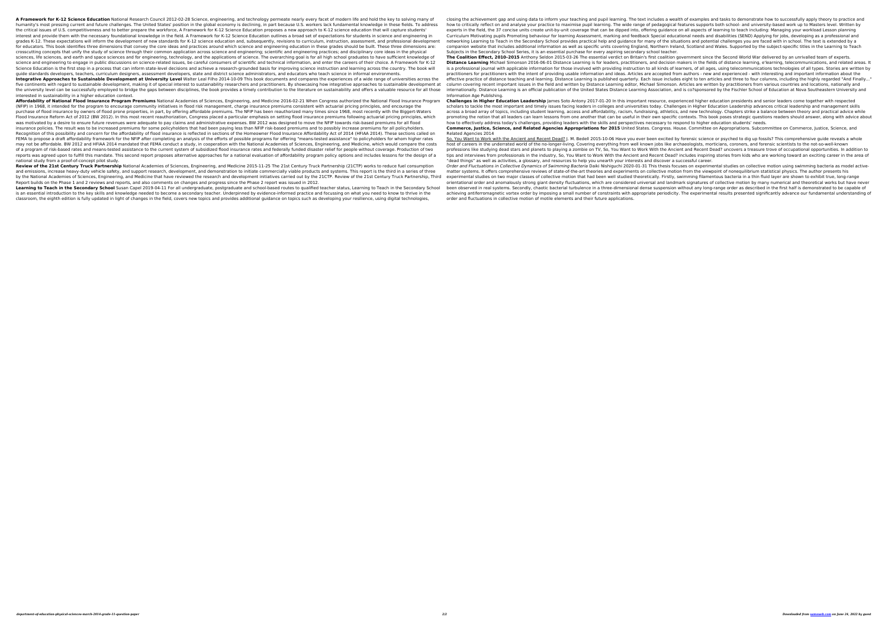**A Framework for K-12 Science Education** National Research Council 2012-02-28 Science, engineering, and technology permeate nearly every facet of modern life and hold the key to solving many of humanity's most pressing current and future challenges. The United States' position in the global economy is declining, in part because U.S. workers lack fundamental knowledge in these fields. To address the critical issues of U.S. competitiveness and to better prepare the workforce, A Framework for K-12 Science Education proposes a new approach to K-12 science education that will capture students' interest and provide them with the necessary foundational knowledge in the field. A Framework for K-12 Science Education outlines a broad set of expectations for students in science and engineering in grades K-12. These expectations will inform the development of new standards for K-12 science education and, subsequently, revisions to curriculum, instruction, assessment, and professional development for educators. This book identifies three dimensions that convey the core ideas and practices around which science and engineering education in these grades should be built. These three dimensions are: crosscutting concepts that unify the study of science through their common application across science and engineering; scientific and engineering practices; and disciplinary core ideas in the physical sciences, life sciences, and earth and space sciences and for engineering, technology, and the applications of science. The overarching goal is for all high school graduates to have sufficient knowledge of science and engineering to engage in public discussions on science-related issues, be careful consumers of scientific and technical information, and enter the careers of their choice. A Framework for K-12 Science Education is the first step in a process that can inform state-level decisions and achieve a research-grounded basis for improving science instruction and learning across the country. The book will guide standards developers, teachers, curriculum designers, assessment developers, state and district science administrators, and educators who teach science in informal environments.

**Integrative Approaches to Sustainable Development at University Level** Walter Leal Filho 2014-10-09 This book documents and compares the experiences of a wide range of universities across the five continents with regard to sustainable development, making it of special interest to sustainability researchers and practitioners. By showcasing how integrative approaches to sustainable development at the university level can be successfully employed to bridge the gaps between disciplines, the book provides a timely contribution to the literature on sustainability and offers a valuable resource for all those interested in sustainability in a higher education context.

**Affordability of National Flood Insurance Program Premiums** National Academies of Sciences, Engineering, and Medicine 2016-02-21 When Congress authorized the National Flood Insurance Program (NFIP) in 1968, it intended for the program to encourage community initiatives in flood risk management, charge insurance premiums consistent with actuarial pricing principles, and encourage the purchase of flood insurance by owners of flood prone properties, in part, by offering affordable premiums. The NFIP has been reauthorized many times since 1968, most recently with the Biggert-Waters Flood Insurance Reform Act of 2012 (BW 2012). In this most recent reauthorization, Congress placed a particular emphasis on setting flood insurance premiums following actuarial pricing principles, which was motivated by a desire to ensure future revenues were adequate to pay claims and administrative expenses. BW 2012 was designed to move the NFIP towards risk-based premiums for all flood insurance policies. The result was to be increased premiums for some policyholders that had been paying less than NFIP risk-based premiums and to possibly increase premiums for all policyholders. Recognition of this possibility and concern for the affordability of flood insurance is reflected in sections of the Homeowner Flood Insurance Affordability Act of 2014 (HFIAA 2014). These sections called on FEMA to propose a draft affordability framework for the NFIP after completing an analysis of the efforts of possible programs for offering "means-tested assistance" to policyholders for whom higher rates may not be affordable. BW 2012 and HFIAA 2014 mandated that FEMA conduct a study, in cooperation with the National Academies of Sciences, Engineering, and Medicine, which would compare the costs of a program of risk-based rates and means-tested assistance to the current system of subsidized flood insurance rates and federally funded disaster relief for people without coverage. Production of two reports was agreed upon to fulfill this mandate. This second report proposes alternative approaches for a national evaluation of affordability program policy options and includes lessons for the design of a national study from a proof-of-concept pilot study.

**Review of the 21st Century Truck Partnership** National Academies of Sciences, Engineering, and Medicine 2015-11-25 The 21st Century Truck Partnership (21CTP) works to reduce fuel consumption and emissions, increase heavy-duty vehicle safety, and support research, development, and demonstration to initiate commercially viable products and systems. This report is the third in a series of three by the National Academies of Sciences, Engineering, and Medicine that have reviewed the research and development initiatives carried out by the 21CTP. Review of the 21st Century Truck Partnership, Third Report builds on the Phase 1 and 2 reviews and reports, and also comments on changes and progress since the Phase 2 report was issued in 2012.

**Learning to Teach in the Secondary School** Susan Capel 2019-04-11 For all undergraduate, postgraduate and school-based routes to qualified teacher status, Learning to Teach in the Secondary School is an essential introduction to the key skills and knowledge needed to become a secondary teacher. Underpinned by evidence-informed practice and focussing on what you need to know to thrive in the classroom, the eighth edition is fully updated in light of changes in the field, covers new topics and provides additional guidance on topics such as developing your resilience, using digital technologies, closing the achievement gap and using data to inform your teaching and pupil learning. The text includes a wealth of examples and tasks to demonstrate how to successfully apply theory to practice and how to critically reflect on and analyse your practice to maximise pupil learning. The wide range of pedagogical features supports both school- and university-based work up to Masters level. Written by experts in the field, the 37 concise units create unit-by-unit coverage that can be dipped into, offering guidance on all aspects of learning to teach including: Managing your workload Lesson planning Curriculum Motivating pupils Promoting behaviour for learning Assessment, marking and feedback Special educational needs and disabilities (SEND) Applying for jobs, developing as a professional and networking Learning to Teach in the Secondary School provides practical help and guidance for many of the situations and potential challenges you are faced with in school. The text is extended by a companion website that includes additional information as well as specific units covering England, Northern Ireland, Scotland and Wales. Supported by the subject-specific titles in the Learning to Teach Subjects in the Secondary School Series, it is an essential purchase for every aspiring secondary school teacher.

**The Coalition Effect, 2010–2015** Anthony Seldon 2015-03-26 The essential verdict on Britain's first coalition government since the Second World War delivered by an unrivalled team of experts.

**Distance Learning** Michael Simonson 2016-06-01 Distance Learning is for leaders, practitioners, and decision makers in the fields of distance learning, e'learning, telecommunications, and related areas. It is a professional journal with applicable information for those involved with providing instruction to all kinds of learners, of all ages, using telecommunications technologies of all types. Stories are written by practitioners for practitioners with the intent of providing usable information and ideas. Articles are accepted from authors - new and experienced - with interesting and important information about the effective practice of distance teaching and learning. Distance Learning is published quarterly. Each issue includes eight to ten articles and three to four columns, including the highly regarded "And Finally..." column covering recent important issues in the field and written by Distance Learning editor, Michael Simonson. Articles are written by practitioners from various countries and locations, nationally and internationally. Distance Learning is an official publication of the United States Distance Learning Association, and is co?sponsored by the Fischler School of Education at Nova Southeastern University and Information Age Publishing.

**Challenges in Higher Education Leadership** James Soto Antony 2017-01-20 In this important resource, experienced higher education presidents and senior leaders come together with respected scholars to tackle the most important and timely issues facing leaders in colleges and universities today. Challenges in Higher Education Leadership advances critical leadership and management skills across a broad array of topics, including student learning, access and affordability, racism, fundraising, athletics, and new technology. Chapters strike a balance between theory and practical advice while promoting the notion that all leaders can learn lessons from one another that can be useful in their own specific contexts. This book poses strategic questions readers should answer, along with advice about how to effectively address today's challenges, providing leaders with the skills and perspectives necessary to respond to higher education students' needs.

**Commerce, Justice, Science, and Related Agencies Appropriations for 2015** United States. Congress. House. Committee on Appropriations. Subcommittee on Commerce, Justice, Science, and Related Agencies 2014

So, You Want to Work with the Ancient and Recent Dead? J. M. Bedell 2015-10-06 Have you ever been excited by forensic science or psyched to dig up fossils? This comprehensive guide reveals a whole host of careers in the underrated world of the no-longer-living. Covering everything from well known jobs like archaeologists, morticians, coroners, and forensic scientists to the not-so-well-known professions like studying dead stars and planets to playing a zombie on TV, So, You Want to Work With the Ancient and Recent Dead? uncovers a treasure trove of occupational opportunities. In addition to tips and interviews from professionals in the industry, So, You Want to Work With the Ancient and Recent Dead? includes inspiring stories from kids who are working toward an exciting career in the area of "dead things" as well as activities, a glossary, and resources to help you unearth your interests and discover a successful career.

*Order and Fluctuations in Collective Dynamics of Swimming Bacteria* Daiki Nishiguchi 2020-01-31 This thesis focuses on experimental studies on collective motion using swimming bacteria as model active-matter systems. It offers comprehensive reviews of state-of-the-art theories and experiments on collective motion from the viewpoint of nonequilibrium statistical physics. The author presents his experimental studies on two major classes of collective motion that had been well studied theoretically. Firstly, swimming filamentous bacteria in a thin fluid layer are shown to exhibit true, long-range orientational order and anomalously strong giant density fluctuations, which are considered universal and landmark signatures of collective motion by many numerical and theoretical works but have never been observed in real systems. Secondly, chaotic bacterial turbulence in a three-dimensional dense suspension without any long-range order as described in the first half is demonstrated to be capable of achieving antiferromagnetic vortex order by imposing a small number of constraints with appropriate periodicity. The experimental results presented significantly advance our fundamental understanding of order and fluctuations in collective motion of motile elements and their future applications.